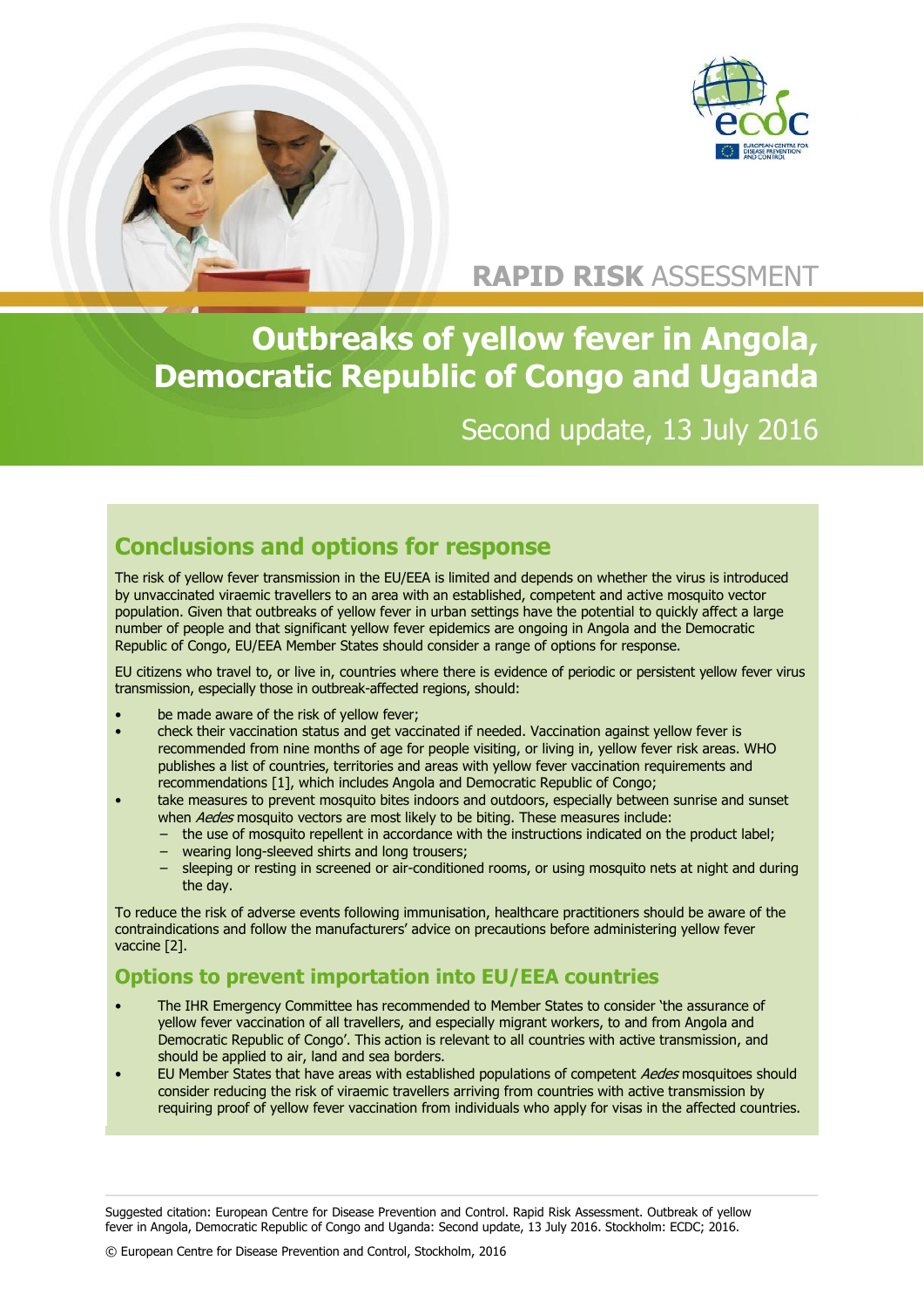RAPID RISK ASSESSMENT

# Outbreaks of yellow fever in Angola, Democratic Republic of Congo and Uganda

Second update, 13 July 2016

## Conclusions and options for response

The risk of yellow fever transmission in the EU/EEA is limited and depends on whether the virus is introduced by unvaccinated viraemic travellers to an area with an established, competent and active mosquito vector population. Given that outbreaks of yellow fever in urban settings have the potential to quickly affect a large number of people and that significant yellow fever epidemics are ongoing in Angola and the Democratic Republic of Congo, EU/EEA Member States should consider a range of options for response.

EU citizens who travel to, or live in, countries where there is evidence of periodic or persistent yellow fever virus transmission, especially those in outbreak-affected regions, should:

- be made aware of the risk of yellow fever;
- check their vaccination status and get vaccinated if needed. Vaccination against yellow fever is recommended from nine months of age for people visiting, or living in, yellow fever risk areas. WHO publishes a list of countries, territories and areas with yellow fever vaccination requirements and recommendations [1], which includes Angola and Democratic Republic of Congo;
- take measures to prevent mosquito bites indoors and outdoors, especially between sunrise and sunset when *Aedes* mosquito vectors are most likely to be biting. These measures include:
  - the use of mosquito repellent in accordance with the instructions indicated on the product label;
  - wearing long-sleeved shirts and long trousers;
  - sleeping or resting in screened or air-conditioned rooms, or using mosquito nets at night and during the day.

To reduce the risk of adverse events following immunisation, healthcare practitioners should be aware of the contraindications and follow the manufacturers' advice on precautions before administering yellow fever vaccine [2].

### Options to prevent importation into EU/EEA countries

- The IHR Emergency Committee has recommended to Member States to consider 'the assurance of yellow fever vaccination of all travellers, and especially migrant workers, to and from Angola and Democratic Republic of Congo'. This action is relevant to all countries with active transmission, and should be applied to air, land and sea borders.
- EU Member States that have areas with established populations of competent *Aedes* mosquitoes should consider reducing the risk of viraemic travellers arriving from countries with active transmission by requiring proof of yellow fever vaccination from individuals who apply for visas in the affected countries.

Suggested citation: European Centre for Disease Prevention and Control. Rapid Risk Assessment. Outbreak of yellow fever in Angola, Democratic Republic of Congo and Uganda: Second update, 13 July 2016. Stockholm: ECDC; 2016.

© European Centre for Disease Prevention and Control, Stockholm, 2016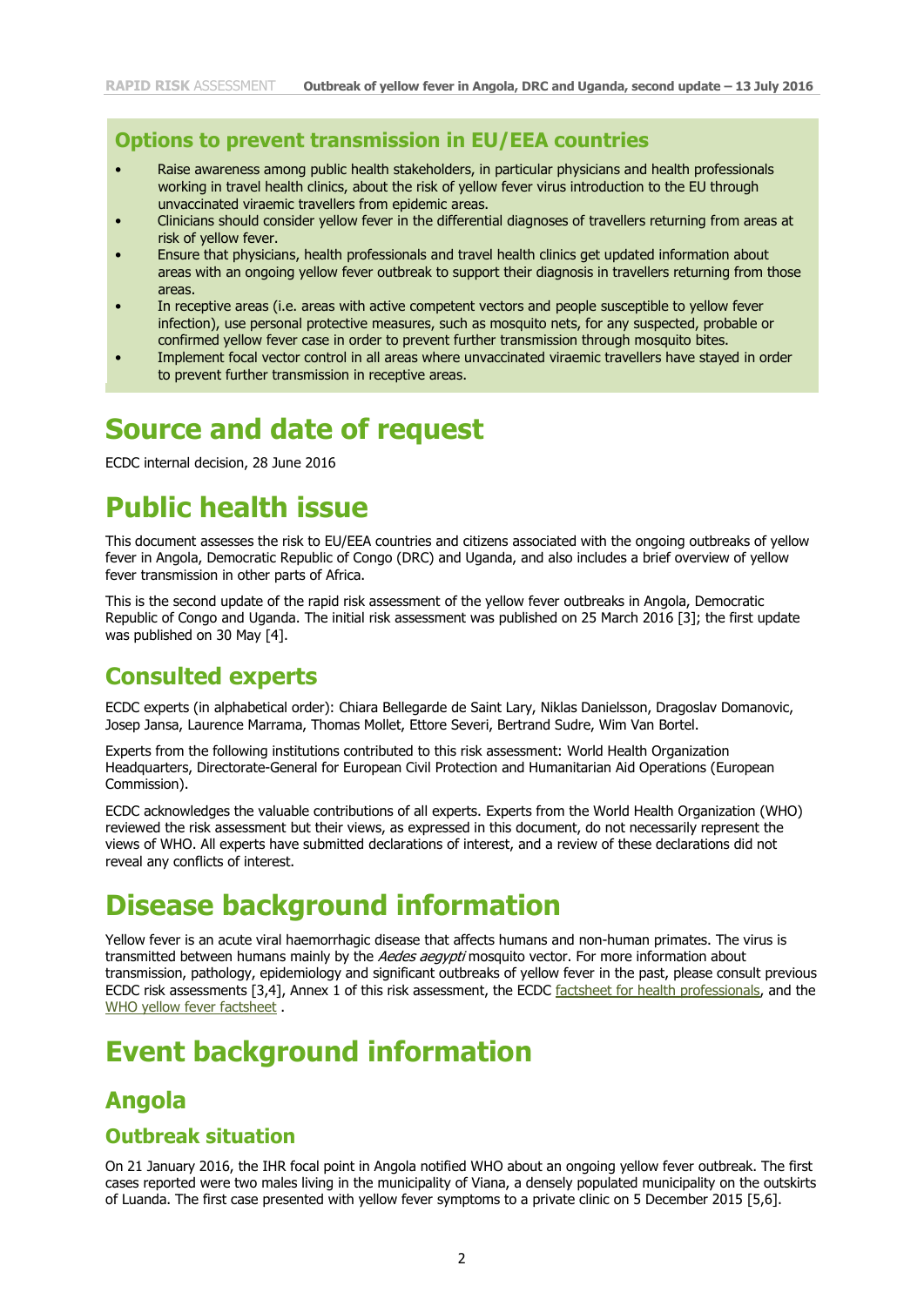## Options to prevent transmission in EU/EEA countries

- Raise awareness among public health stakeholders, in particular physicians and health professionals working in travel health clinics, about the risk of yellow fever virus introduction to the EU through unvaccinated viraemic travellers from epidemic areas.
- Clinicians should consider yellow fever in the differential diagnoses of travellers returning from areas at risk of yellow fever.
- Ensure that physicians, health professionals and travel health clinics get updated information about areas with an ongoing yellow fever outbreak to support their diagnosis in travellers returning from those areas.
- In receptive areas (i.e. areas with active competent vectors and people susceptible to yellow fever infection), use personal protective measures, such as mosquito nets, for any suspected, probable or confirmed yellow fever case in order to prevent further transmission through mosquito bites.
- Implement focal vector control in all areas where unvaccinated viraemic travellers have stayed in order to prevent further transmission in receptive areas.

# Source and date of request

ECDC internal decision, 28 June 2016

# Public health issue

This document assesses the risk to EU/EEA countries and citizens associated with the ongoing outbreaks of yellow fever in Angola, Democratic Republic of Congo (DRC) and Uganda, and also includes a brief overview of yellow fever transmission in other parts of Africa.

This is the second update of the rapid risk assessment of the yellow fever outbreaks in Angola, Democratic Republic of Congo and Uganda. The initial risk assessment was published on 25 March 2016 [3]; the first update was published on 30 May [4].

## Consulted experts

ECDC experts (in alphabetical order): Chiara Bellegarde de Saint Lary, Niklas Danielsson, Dragoslav Domanovic, Josep Jansa, Laurence Marrama, Thomas Mollet, Ettore Severi, Bertrand Sudre, Wim Van Bortel.

Experts from the following institutions contributed to this risk assessment: World Health Organization Headquarters, Directorate-General for European Civil Protection and Humanitarian Aid Operations (European Commission).

ECDC acknowledges the valuable contributions of all experts. Experts from the World Health Organization (WHO) reviewed the risk assessment but their views, as expressed in this document, do not necessarily represent the views of WHO. All experts have submitted declarations of interest, and a review of these declarations did not reveal any conflicts of interest.

# Disease background information

Yellow fever is an acute viral haemorrhagic disease that affects humans and non-human primates. The virus is transmitted between humans mainly by the *Aedes aegypti* mosquito vector. For more information about transmission, pathology, epidemiology and significant outbreaks of yellow fever in the past, please consult previous ECDC risk assessments [3,4], Annex 1 of this risk assessment, the ECDC factsheet for health professionals, and the WHO yellow fever factsheet .

# Event background information

## Angola

### Outbreak situation

On 21 January 2016, the IHR focal point in Angola notified WHO about an ongoing yellow fever outbreak. The first cases reported were two males living in the municipality of Viana, a densely populated municipality on the outskirts of Luanda. The first case presented with yellow fever symptoms to a private clinic on 5 December 2015 [5,6].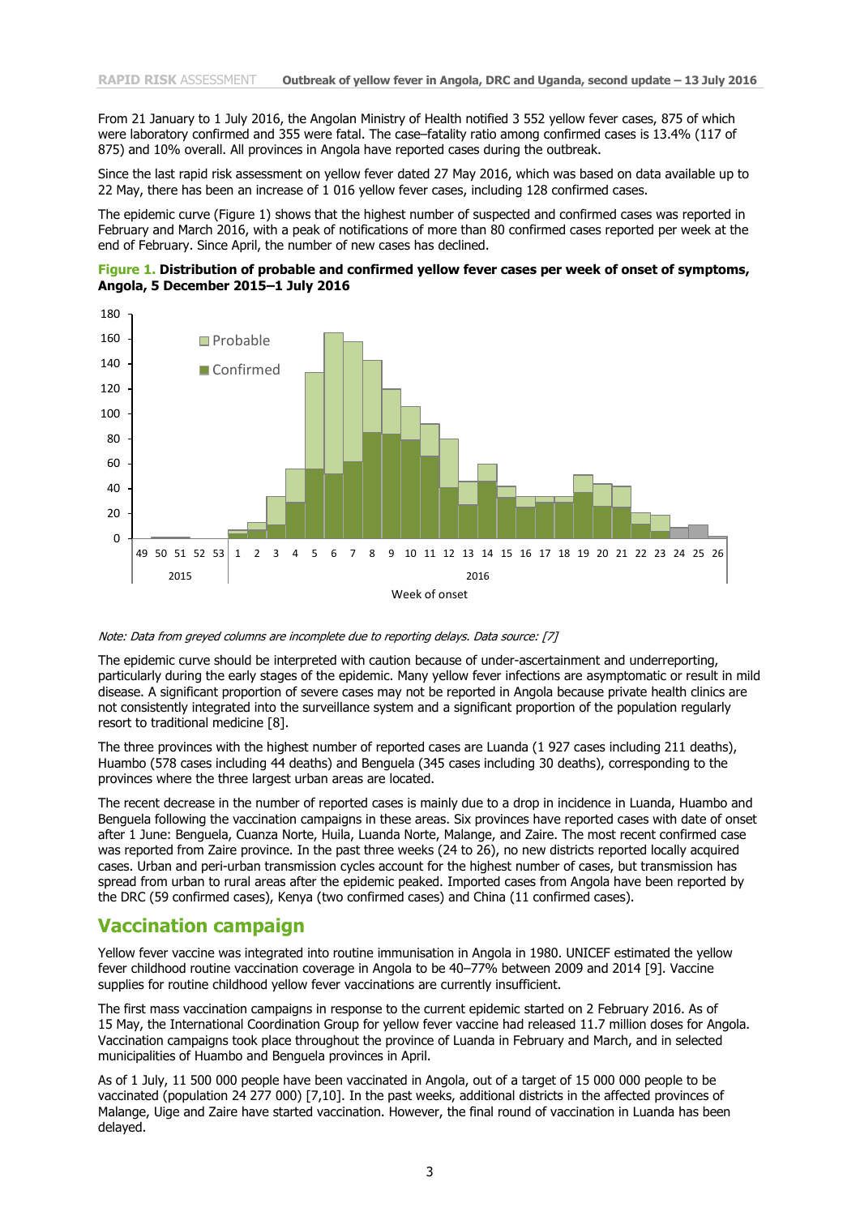From 21 January to 1 July 2016, the Angolan Ministry of Health notified 3 552 yellow fever cases, 875 of which were laboratory confirmed and 355 were fatal. The case–fatality ratio among confirmed cases is 13.4% (117 of 875) and 10% overall. All provinces in Angola have reported cases during the outbreak.

Since the last rapid risk assessment on yellow fever dated 27 May 2016, which was based on data available up to 22 May, there has been an increase of 1 016 yellow fever cases, including 128 confirmed cases.

The epidemic curve (Figure 1) shows that the highest number of suspected and confirmed cases was reported in February and March 2016, with a peak of notifications of more than 80 confirmed cases reported per week at the end of February. Since April, the number of new cases has declined.

**Figure 1. Distribution of probable and confirmed yellow fever cases per week of onset of symptoms, Angola, 5 December 2015–1 July 2016**

*Note: Data from greyed columns are incomplete due to reporting delays. Data source: [7]*

The epidemic curve should be interpreted with caution because of under-ascertainment and underreporting, particularly during the early stages of the epidemic. Many yellow fever infections are asymptomatic or result in mild disease. A significant proportion of severe cases may not be reported in Angola because private health clinics are not consistently integrated into the surveillance system and a significant proportion of the population regularly resort to traditional medicine [8].

The three provinces with the highest number of reported cases are Luanda (1 927 cases including 211 deaths), Huambo (578 cases including 44 deaths) and Benguela (345 cases including 30 deaths), corresponding to the provinces where the three largest urban areas are located.

The recent decrease in the number of reported cases is mainly due to a drop in incidence in Luanda, Huambo and Benguela following the vaccination campaigns in these areas. Six provinces have reported cases with date of onset after 1 June: Benguela, Cuanza Norte, Huila, Luanda Norte, Malange, and Zaire. The most recent confirmed case was reported from Zaire province. In the past three weeks (24 to 26), no new districts reported locally acquired cases. Urban and peri-urban transmission cycles account for the highest number of cases, but transmission has spread from urban to rural areas after the epidemic peaked. Imported cases from Angola have been reported by the DRC (59 confirmed cases), Kenya (two confirmed cases) and China (11 confirmed cases).

## Vaccination campaign

Yellow fever vaccine was integrated into routine immunisation in Angola in 1980. UNICEF estimated the yellow fever childhood routine vaccination coverage in Angola to be 40–77% between 2009 and 2014 [9]. Vaccine supplies for routine childhood yellow fever vaccinations are currently insufficient.

The first mass vaccination campaigns in response to the current epidemic started on 2 February 2016. As of 15 May, the International Coordination Group for yellow fever vaccine had released 11.7 million doses for Angola. Vaccination campaigns took place throughout the province of Luanda in February and March, and in selected municipalities of Huambo and Benguela provinces in April.

As of 1 July, 11 500 000 people have been vaccinated in Angola, out of a target of 15 000 000 people to be vaccinated (population 24 277 000) [7,10]. In the past weeks, additional districts in the affected provinces of Malange, Uige and Zaire have started vaccination. However, the final round of vaccination in Luanda has been delayed.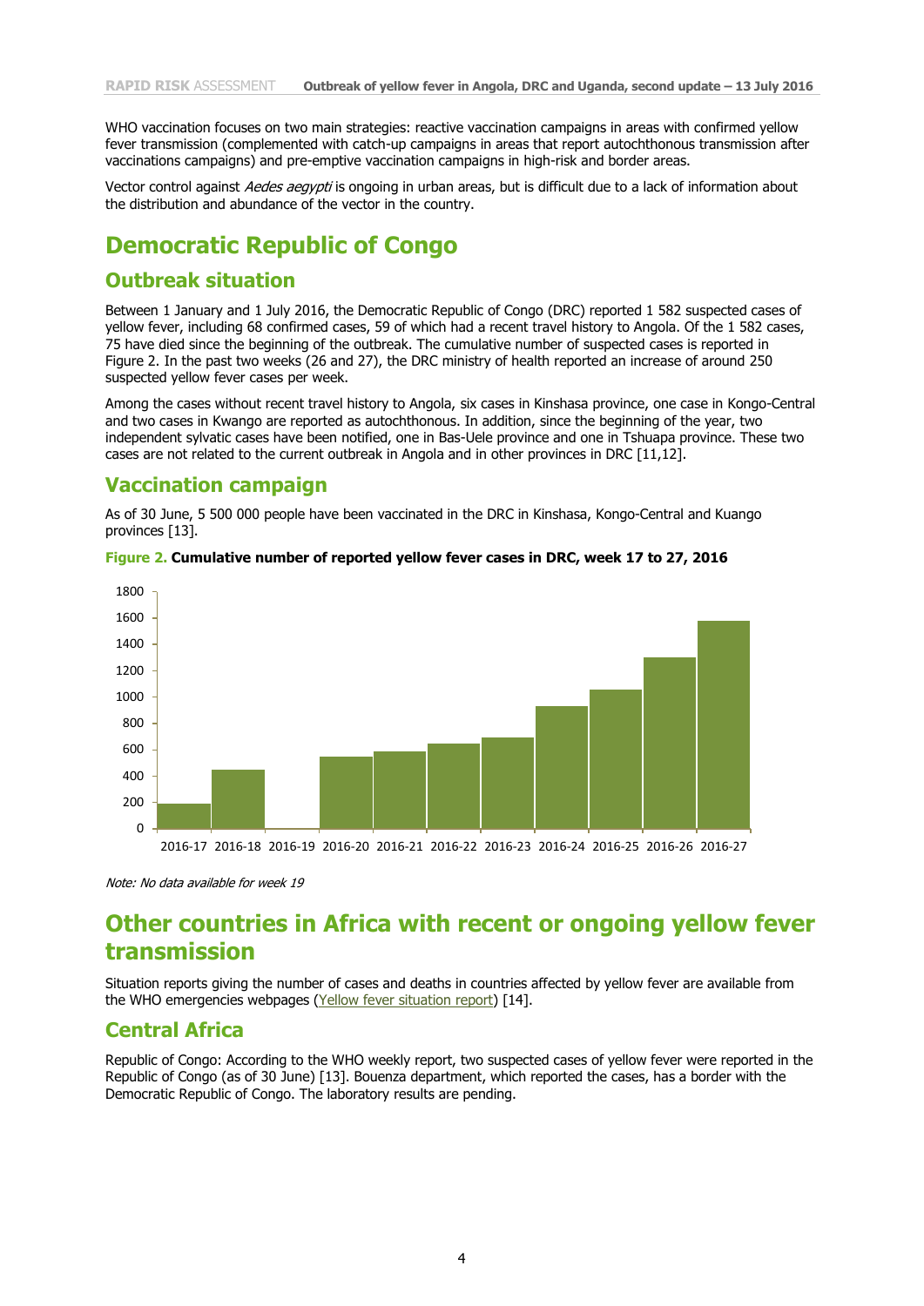WHO vaccination focuses on two main strategies: reactive vaccination campaigns in areas with confirmed yellow fever transmission (complemented with catch-up campaigns in areas that report autochthonous transmission after vaccinations campaigns) and pre-emptive vaccination campaigns in high-risk and border areas.

Vector control against *Aedes aegypti* is ongoing in urban areas, but is difficult due to a lack of information about the distribution and abundance of the vector in the country.

# Democratic Republic of Congo

## Outbreak situation

Between 1 January and 1 July 2016, the Democratic Republic of Congo (DRC) reported 1 582 suspected cases of yellow fever, including 68 confirmed cases, 59 of which had a recent travel history to Angola. Of the 1 582 cases, 75 have died since the beginning of the outbreak. The cumulative number of suspected cases is reported in Figure 2. In the past two weeks (26 and 27), the DRC ministry of health reported an increase of around 250 suspected yellow fever cases per week.

Among the cases without recent travel history to Angola, six cases in Kinshasa province, one case in Kongo-Central and two cases in Kwango are reported as autochthonous. In addition, since the beginning of the year, two independent sylvatic cases have been notified, one in Bas-Uele province and one in Tshuapa province. These two cases are not related to the current outbreak in Angola and in other provinces in DRC [11,12].

## Vaccination campaign

As of 30 June, 5 500 000 people have been vaccinated in the DRC in Kinshasa, Kongo-Central and Kuango provinces [13].

**Figure 2. Cumulative number of reported yellow fever cases in DRC, week 17 to 27, 2016**

*Note: No data available for week 19*

# Other countries in Africa with recent or ongoing yellow fever transmission

Situation reports giving the number of cases and deaths in countries affected by yellow fever are available from the WHO emergencies webpages (Yellow fever situation report) [14].

## Central Africa

Republic of Congo: According to the WHO weekly report, two suspected cases of yellow fever were reported in the Republic of Congo (as of 30 June) [13]. Bouenza department, which reported the cases, has a border with the Democratic Republic of Congo. The laboratory results are pending.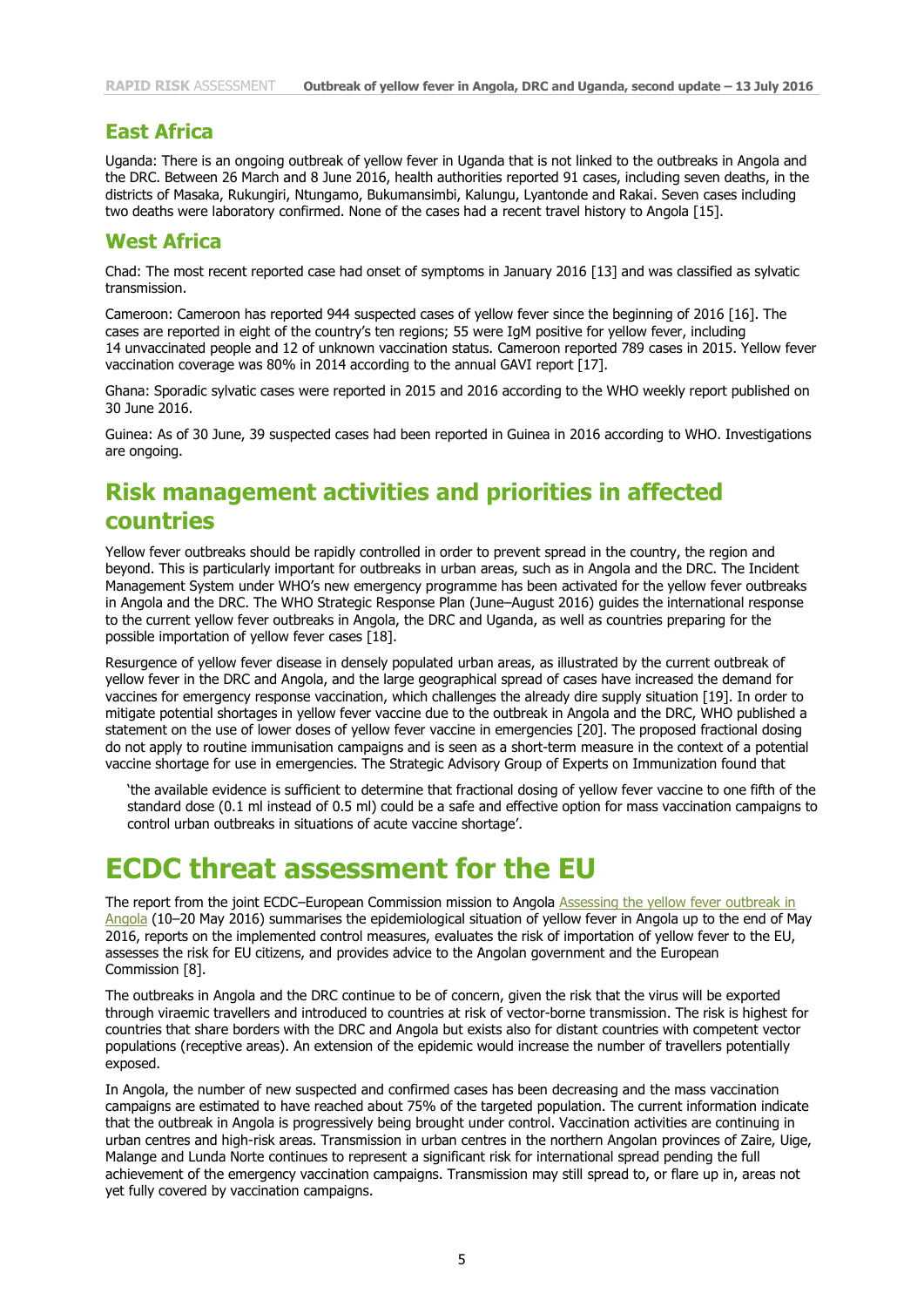## East Africa

Uganda: There is an ongoing outbreak of yellow fever in Uganda that is not linked to the outbreaks in Angola and the DRC. Between 26 March and 8 June 2016, health authorities reported 91 cases, including seven deaths, in the districts of Masaka, Rukungiri, Ntungamo, Bukumansimbi, Kalungu, Lyantonde and Rakai. Seven cases including two deaths were laboratory confirmed. None of the cases had a recent travel history to Angola [15].

## West Africa

Chad: The most recent reported case had onset of symptoms in January 2016 [13] and was classified as sylvatic transmission.

Cameroon: Cameroon has reported 944 suspected cases of yellow fever since the beginning of 2016 [16]. The cases are reported in eight of the country's ten regions; 55 were IgM positive for yellow fever, including 14 unvaccinated people and 12 of unknown vaccination status. Cameroon reported 789 cases in 2015. Yellow fever vaccination coverage was 80% in 2014 according to the annual GAVI report [17].

Ghana: Sporadic sylvatic cases were reported in 2015 and 2016 according to the WHO weekly report published on 30 June 2016.

Guinea: As of 30 June, 39 suspected cases had been reported in Guinea in 2016 according to WHO. Investigations are ongoing.

# Risk management activities and priorities in affected countries

Yellow fever outbreaks should be rapidly controlled in order to prevent spread in the country, the region and beyond. This is particularly important for outbreaks in urban areas, such as in Angola and the DRC. The Incident Management System under WHO's new emergency programme has been activated for the yellow fever outbreaks in Angola and the DRC. The WHO Strategic Response Plan (June–August 2016) guides the international response to the current yellow fever outbreaks in Angola, the DRC and Uganda, as well as countries preparing for the possible importation of yellow fever cases [18].

Resurgence of yellow fever disease in densely populated urban areas, as illustrated by the current outbreak of yellow fever in the DRC and Angola, and the large geographical spread of cases have increased the demand for vaccines for emergency response vaccination, which challenges the already dire supply situation [19]. In order to mitigate potential shortages in yellow fever vaccine due to the outbreak in Angola and the DRC, WHO published a statement on the use of lower doses of yellow fever vaccine in emergencies [20]. The proposed fractional dosing do not apply to routine immunisation campaigns and is seen as a short-term measure in the context of a potential vaccine shortage for use in emergencies. The Strategic Advisory Group of Experts on Immunization found that

> 'the available evidence is sufficient to determine that fractional dosing of yellow fever vaccine to one fifth of the standard dose (0.1 ml instead of 0.5 ml) could be a safe and effective option for mass vaccination campaigns to control urban outbreaks in situations of acute vaccine shortage'.

# ECDC threat assessment for the EU

The report from the joint ECDC–European Commission mission to Angola Assessing the yellow fever outbreak in Angola (10–20 May 2016) summarises the epidemiological situation of yellow fever in Angola up to the end of May 2016, reports on the implemented control measures, evaluates the risk of importation of yellow fever to the EU, assesses the risk for EU citizens, and provides advice to the Angolan government and the European Commission [8].

The outbreaks in Angola and the DRC continue to be of concern, given the risk that the virus will be exported through viraemic travellers and introduced to countries at risk of vector-borne transmission. The risk is highest for countries that share borders with the DRC and Angola but exists also for distant countries with competent vector populations (receptive areas). An extension of the epidemic would increase the number of travellers potentially exposed.

In Angola, the number of new suspected and confirmed cases has been decreasing and the mass vaccination campaigns are estimated to have reached about 75% of the targeted population. The current information indicate that the outbreak in Angola is progressively being brought under control. Vaccination activities are continuing in urban centres and high-risk areas. Transmission in urban centres in the northern Angolan provinces of Zaire, Uige, Malange and Lunda Norte continues to represent a significant risk for international spread pending the full achievement of the emergency vaccination campaigns. Transmission may still spread to, or flare up in, areas not yet fully covered by vaccination campaigns.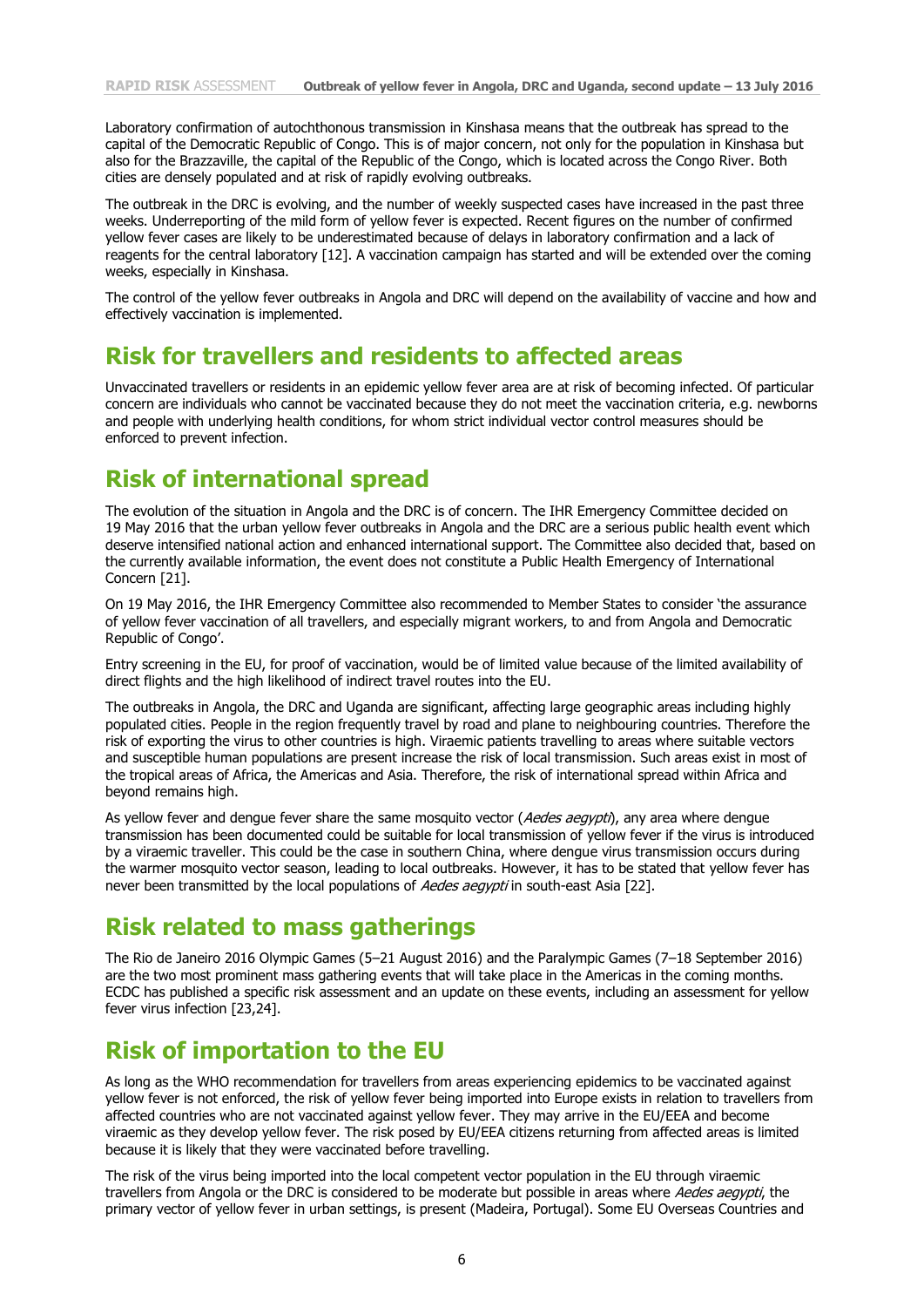Laboratory confirmation of autochthonous transmission in Kinshasa means that the outbreak has spread to the capital of the Democratic Republic of Congo. This is of major concern, not only for the population in Kinshasa but also for the Brazzaville, the capital of the Republic of the Congo, which is located across the Congo River. Both cities are densely populated and at risk of rapidly evolving outbreaks.

The outbreak in the DRC is evolving, and the number of weekly suspected cases have increased in the past three weeks. Underreporting of the mild form of yellow fever is expected. Recent figures on the number of confirmed yellow fever cases are likely to be underestimated because of delays in laboratory confirmation and a lack of reagents for the central laboratory [12]. A vaccination campaign has started and will be extended over the coming weeks, especially in Kinshasa.

The control of the yellow fever outbreaks in Angola and DRC will depend on the availability of vaccine and how and effectively vaccination is implemented.

## Risk for travellers and residents to affected areas

Unvaccinated travellers or residents in an epidemic yellow fever area are at risk of becoming infected. Of particular concern are individuals who cannot be vaccinated because they do not meet the vaccination criteria, e.g. newborns and people with underlying health conditions, for whom strict individual vector control measures should be enforced to prevent infection.

## Risk of international spread

The evolution of the situation in Angola and the DRC is of concern. The IHR Emergency Committee decided on 19 May 2016 that the urban yellow fever outbreaks in Angola and the DRC are a serious public health event which deserve intensified national action and enhanced international support. The Committee also decided that, based on the currently available information, the event does not constitute a Public Health Emergency of International Concern [21].

On 19 May 2016, the IHR Emergency Committee also recommended to Member States to consider 'the assurance of yellow fever vaccination of all travellers, and especially migrant workers, to and from Angola and Democratic Republic of Congo'.

Entry screening in the EU, for proof of vaccination, would be of limited value because of the limited availability of direct flights and the high likelihood of indirect travel routes into the EU.

The outbreaks in Angola, the DRC and Uganda are significant, affecting large geographic areas including highly populated cities. People in the region frequently travel by road and plane to neighbouring countries. Therefore the risk of exporting the virus to other countries is high. Viraemic patients travelling to areas where suitable vectors and susceptible human populations are present increase the risk of local transmission. Such areas exist in most of the tropical areas of Africa, the Americas and Asia. Therefore, the risk of international spread within Africa and beyond remains high.

As yellow fever and dengue fever share the same mosquito vector (*Aedes aegypti*), any area where dengue transmission has been documented could be suitable for local transmission of yellow fever if the virus is introduced by a viraemic traveller. This could be the case in southern China, where dengue virus transmission occurs during the warmer mosquito vector season, leading to local outbreaks. However, it has to be stated that yellow fever has never been transmitted by the local populations of *Aedes aegypti* in south-east Asia [22].

## Risk related to mass gatherings

The Rio de Janeiro 2016 Olympic Games (5–21 August 2016) and the Paralympic Games (7–18 September 2016) are the two most prominent mass gathering events that will take place in the Americas in the coming months. ECDC has published a specific risk assessment and an update on these events, including an assessment for yellow fever virus infection [23,24].

## Risk of importation to the EU

As long as the WHO recommendation for travellers from areas experiencing epidemics to be vaccinated against yellow fever is not enforced, the risk of yellow fever being imported into Europe exists in relation to travellers from affected countries who are not vaccinated against yellow fever. They may arrive in the EU/EEA and become viraemic as they develop yellow fever. The risk posed by EU/EEA citizens returning from affected areas is limited because it is likely that they were vaccinated before travelling.

The risk of the virus being imported into the local competent vector population in the EU through viraemic travellers from Angola or the DRC is considered to be moderate but possible in areas where *Aedes aegypti*, the primary vector of yellow fever in urban settings, is present (Madeira, Portugal). Some EU Overseas Countries and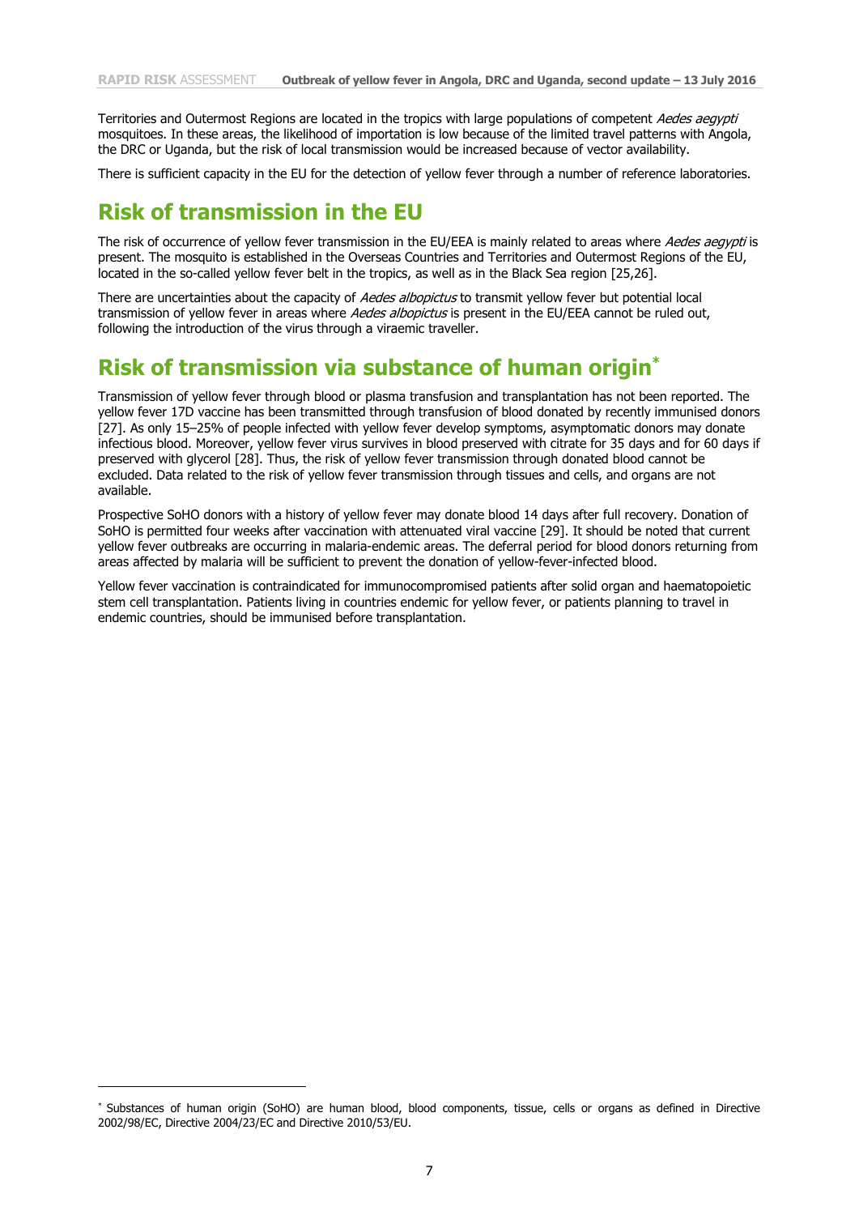Territories and Outermost Regions are located in the tropics with large populations of competent *Aedes aegypti* mosquitoes. In these areas, the likelihood of importation is low because of the limited travel patterns with Angola, the DRC or Uganda, but the risk of local transmission would be increased because of vector availability.

There is sufficient capacity in the EU for the detection of yellow fever through a number of reference laboratories.

## Risk of transmission in the EU

The risk of occurrence of yellow fever transmission in the EU/EEA is mainly related to areas where *Aedes aegypti* is present. The mosquito is established in the Overseas Countries and Territories and Outermost Regions of the EU, located in the so-called yellow fever belt in the tropics, as well as in the Black Sea region [25,26].

There are uncertainties about the capacity of *Aedes albopictus* to transmit yellow fever but potential local transmission of yellow fever in areas where *Aedes albopictus* is present in the EU/EEA cannot be ruled out, following the introduction of the virus through a viraemic traveller.

## Risk of transmission via substance of human origin*

Transmission of yellow fever through blood or plasma transfusion and transplantation has not been reported. The yellow fever 17D vaccine has been transmitted through transfusion of blood donated by recently immunised donors [27]. As only 15–25% of people infected with yellow fever develop symptoms, asymptomatic donors may donate infectious blood. Moreover, yellow fever virus survives in blood preserved with citrate for 35 days and for 60 days if preserved with glycerol [28]. Thus, the risk of yellow fever transmission through donated blood cannot be excluded. Data related to the risk of yellow fever transmission through tissues and cells, and organs are not available.

Prospective SoHO donors with a history of yellow fever may donate blood 14 days after full recovery. Donation of SoHO is permitted four weeks after vaccination with attenuated viral vaccine [29]. It should be noted that current yellow fever outbreaks are occurring in malaria-endemic areas. The deferral period for blood donors returning from areas affected by malaria will be sufficient to prevent the donation of yellow-fever-infected blood.

Yellow fever vaccination is contraindicated for immunocompromised patients after solid organ and haematopoietic stem cell transplantation. Patients living in countries endemic for yellow fever, or patients planning to travel in endemic countries, should be immunised before transplantation.

---

* Substances of human origin (SoHO) are human blood, blood components, tissue, cells or organs as defined in Directive 2002/98/EC, Directive 2004/23/EC and Directive 2010/53/EU.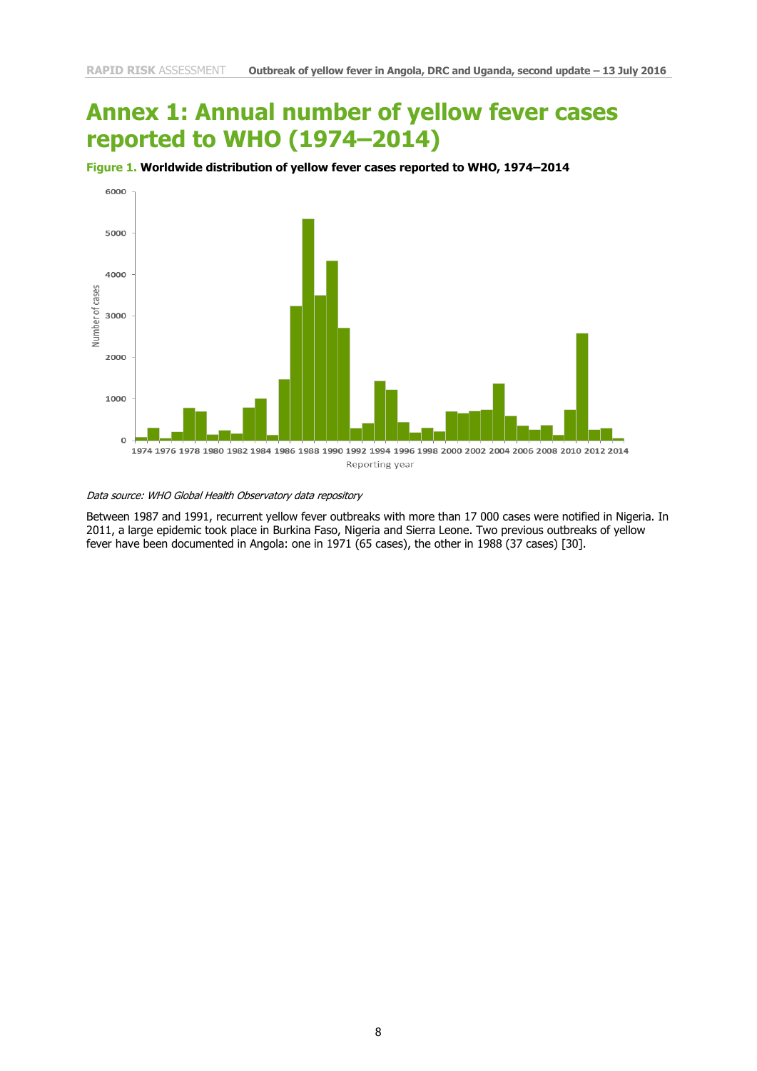# Annex 1: Annual number of yellow fever cases reported to WHO (1974–2014)

**Figure 1. Worldwide distribution of yellow fever cases reported to WHO, 1974–2014**

*Data source: WHO Global Health Observatory data repository*

Between 1987 and 1991, recurrent yellow fever outbreaks with more than 17 000 cases were notified in Nigeria. In 2011, a large epidemic took place in Burkina Faso, Nigeria and Sierra Leone. Two previous outbreaks of yellow fever have been documented in Angola: one in 1971 (65 cases), the other in 1988 (37 cases) [30].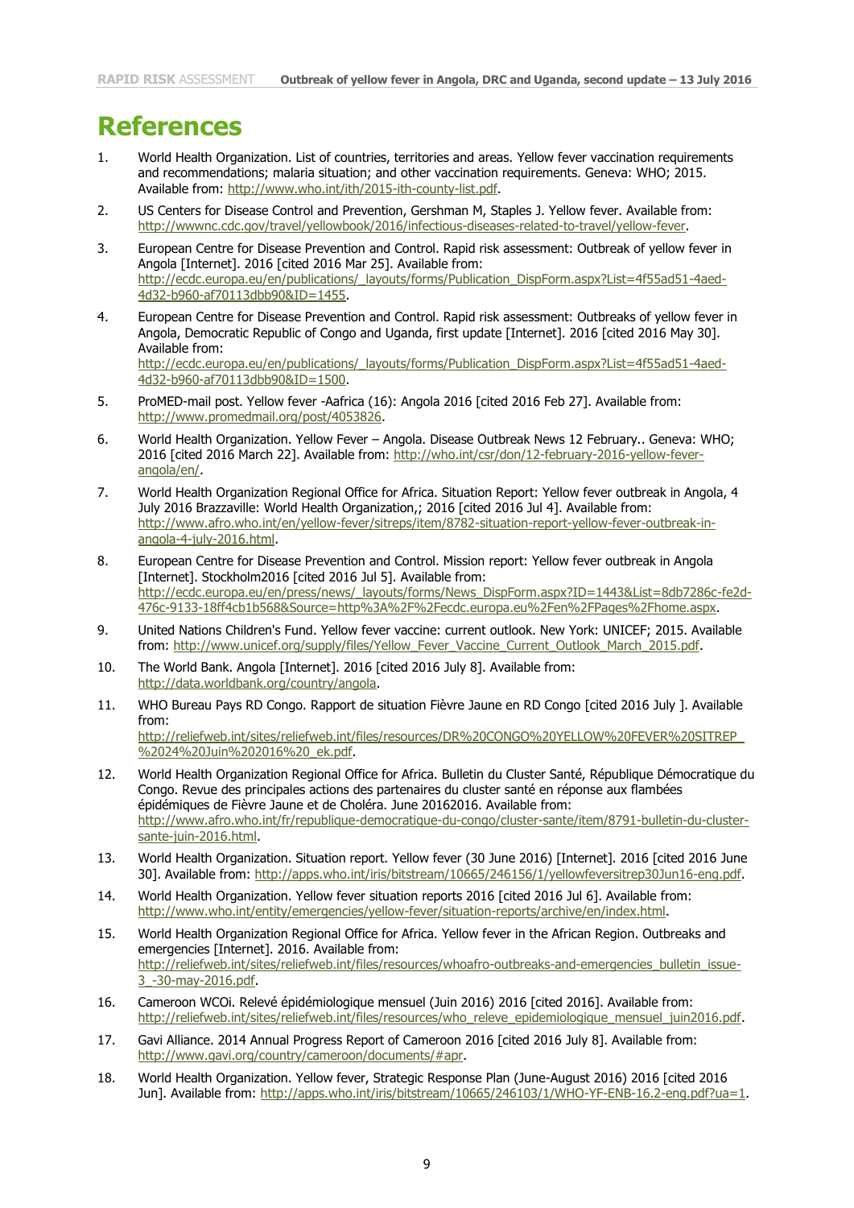# References

1. World Health Organization. List of countries, territories and areas. Yellow fever vaccination requirements and recommendations; malaria situation; and other vaccination requirements. Geneva: WHO; 2015. Available from: http://www.who.int/ith/2015-ith-county-list.pdf.
2. US Centers for Disease Control and Prevention, Gershman M, Staples J. Yellow fever. Available from: http://wwwnc.cdc.gov/travel/yellowbook/2016/infectious-diseases-related-to-travel/yellow-fever.
3. European Centre for Disease Prevention and Control. Rapid risk assessment: Outbreak of yellow fever in Angola [Internet]. 2016 [cited 2016 Mar 25]. Available from: http://ecdc.europa.eu/en/publications/_layouts/forms/Publication_DispForm.aspx?List=4f55ad51-4aed-4d32-b960-af70113dbb90&ID=1455.
4. European Centre for Disease Prevention and Control. Rapid risk assessment: Outbreaks of yellow fever in Angola, Democratic Republic of Congo and Uganda, first update [Internet]. 2016 [cited 2016 May 30]. Available from: http://ecdc.europa.eu/en/publications/_layouts/forms/Publication_DispForm.aspx?List=4f55ad51-4aed-4d32-b960-af70113dbb90&ID=1500.
5. ProMED-mail post. Yellow fever -Aafrica (16): Angola 2016 [cited 2016 Feb 27]. Available from: http://www.promedmail.org/post/4053826.
6. World Health Organization. Yellow Fever – Angola. Disease Outbreak News 12 February.. Geneva: WHO; 2016 [cited 2016 March 22]. Available from: http://who.int/csr/don/12-february-2016-yellow-fever-angola/en/.
7. World Health Organization Regional Office for Africa. Situation Report: Yellow fever outbreak in Angola, 4 July 2016 Brazzaville: World Health Organization,; 2016 [cited 2016 Jul 4]. Available from: http://www.afro.who.int/en/yellow-fever/sitreps/item/8782-situation-report-yellow-fever-outbreak-in-angola-4-july-2016.html.
8. European Centre for Disease Prevention and Control. Mission report: Yellow fever outbreak in Angola [Internet]. Stockholm2016 [cited 2016 Jul 5]. Available from: http://ecdc.europa.eu/en/press/news/_layouts/forms/News_DispForm.aspx?ID=1443&List=8db7286c-fe2d-476c-9133-18ff4cb1b568&Source=http%3A%2F%2Fecdc.europa.eu%2Fen%2FPages%2Fhome.aspx.
9. United Nations Children's Fund. Yellow fever vaccine: current outlook. New York: UNICEF; 2015. Available from: http://www.unicef.org/supply/files/Yellow_Fever_Vaccine_Current_Outlook_March_2015.pdf.
10. The World Bank. Angola [Internet]. 2016 [cited 2016 July 8]. Available from: http://data.worldbank.org/country/angola.
11. WHO Bureau Pays RD Congo. Rapport de situation Fièvre Jaune en RD Congo [cited 2016 July ]. Available from: http://reliefweb.int/sites/reliefweb.int/files/resources/DR%20CONGO%20YELLOW%20FEVER%20SITREP_%2024%20Juin%202016%20_ek.pdf.
12. World Health Organization Regional Office for Africa. Bulletin du Cluster Santé, République Démocratique du Congo. Revue des principales actions des partenaires du cluster santé en réponse aux flambées épidémiques de Fièvre Jaune et de Choléra. June 20162016. Available from: http://www.afro.who.int/fr/republique-democratique-du-congo/cluster-sante/item/8791-bulletin-du-cluster-sante-juin-2016.html.
13. World Health Organization. Situation report. Yellow fever (30 June 2016) [Internet]. 2016 [cited 2016 June 30]. Available from: http://apps.who.int/iris/bitstream/10665/246156/1/yellowfeversitrep30Jun16-eng.pdf.
14. World Health Organization. Yellow fever situation reports 2016 [cited 2016 Jul 6]. Available from: http://www.who.int/entity/emergencies/yellow-fever/situation-reports/archive/en/index.html.
15. World Health Organization Regional Office for Africa. Yellow fever in the African Region. Outbreaks and emergencies [Internet]. 2016. Available from: http://reliefweb.int/sites/reliefweb.int/files/resources/whoafro-outbreaks-and-emergencies_bulletin_issue-3_-30-may-2016.pdf.
16. Cameroon WCOi. Relevé épidémiologique mensuel (Juin 2016) 2016 [cited 2016]. Available from: http://reliefweb.int/sites/reliefweb.int/files/resources/who_releve_epidemiologique_mensuel_juin2016.pdf.
17. Gavi Alliance. 2014 Annual Progress Report of Cameroon 2016 [cited 2016 July 8]. Available from: http://www.gavi.org/country/cameroon/documents/#apr.
18. World Health Organization. Yellow fever, Strategic Response Plan (June-August 2016) 2016 [cited 2016 Jun]. Available from: http://apps.who.int/iris/bitstream/10665/246103/1/WHO-YF-ENB-16.2-eng.pdf?ua=1.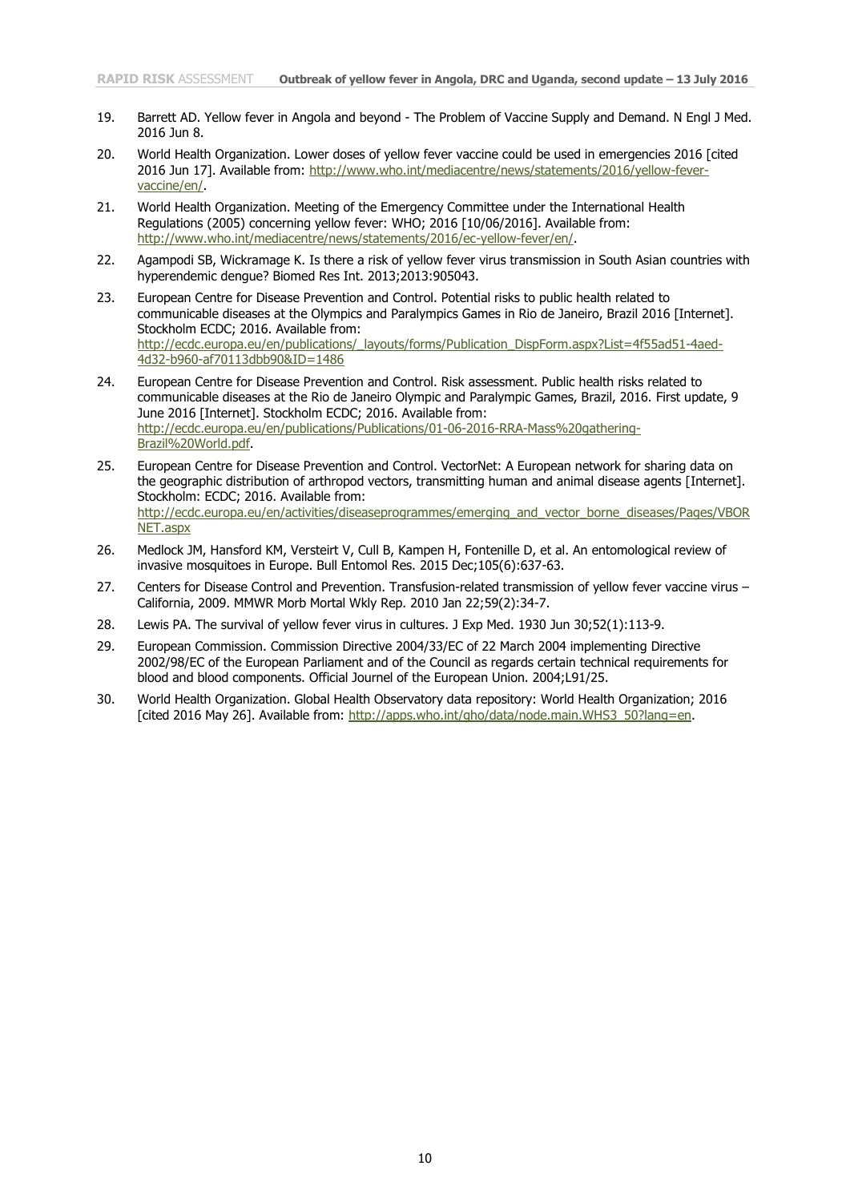19. Barrett AD. Yellow fever in Angola and beyond - The Problem of Vaccine Supply and Demand. N Engl J Med. 2016 Jun 8.
20. World Health Organization. Lower doses of yellow fever vaccine could be used in emergencies 2016 [cited 2016 Jun 17]. Available from: http://www.who.int/mediacentre/news/statements/2016/yellow-fever-vaccine/en/.
21. World Health Organization. Meeting of the Emergency Committee under the International Health Regulations (2005) concerning yellow fever: WHO; 2016 [10/06/2016]. Available from: http://www.who.int/mediacentre/news/statements/2016/ec-yellow-fever/en/.
22. Agampodi SB, Wickramage K. Is there a risk of yellow fever virus transmission in South Asian countries with hyperendemic dengue? Biomed Res Int. 2013;2013:905043.
23. European Centre for Disease Prevention and Control. Potential risks to public health related to communicable diseases at the Olympics and Paralympics Games in Rio de Janeiro, Brazil 2016 [Internet]. Stockholm ECDC; 2016. Available from: http://ecdc.europa.eu/en/publications/_layouts/forms/Publication_DispForm.aspx?List=4f55ad51-4aed-4d32-b960-af70113dbb90&ID=1486
24. European Centre for Disease Prevention and Control. Risk assessment. Public health risks related to communicable diseases at the Rio de Janeiro Olympic and Paralympic Games, Brazil, 2016. First update, 9 June 2016 [Internet]. Stockholm ECDC; 2016. Available from: http://ecdc.europa.eu/en/publications/Publications/01-06-2016-RRA-Mass%20gathering-Brazil%20World.pdf.
25. European Centre for Disease Prevention and Control. VectorNet: A European network for sharing data on the geographic distribution of arthropod vectors, transmitting human and animal disease agents [Internet]. Stockholm: ECDC; 2016. Available from: http://ecdc.europa.eu/en/activities/diseaseprogrammes/emerging_and_vector_borne_diseases/Pages/VBORNET.aspx
26. Medlock JM, Hansford KM, Versteirt V, Cull B, Kampen H, Fontenille D, et al. An entomological review of invasive mosquitoes in Europe. Bull Entomol Res. 2015 Dec;105(6):637-63.
27. Centers for Disease Control and Prevention. Transfusion-related transmission of yellow fever vaccine virus – California, 2009. MMWR Morb Mortal Wkly Rep. 2010 Jan 22;59(2):34-7.
28. Lewis PA. The survival of yellow fever virus in cultures. J Exp Med. 1930 Jun 30;52(1):113-9.
29. European Commission. Commission Directive 2004/33/EC of 22 March 2004 implementing Directive 2002/98/EC of the European Parliament and of the Council as regards certain technical requirements for blood and blood components. Official Journel of the European Union. 2004;L91/25.
30. World Health Organization. Global Health Observatory data repository: World Health Organization; 2016 [cited 2016 May 26]. Available from: http://apps.who.int/gho/data/node.main.WHS3_50?lang=en.